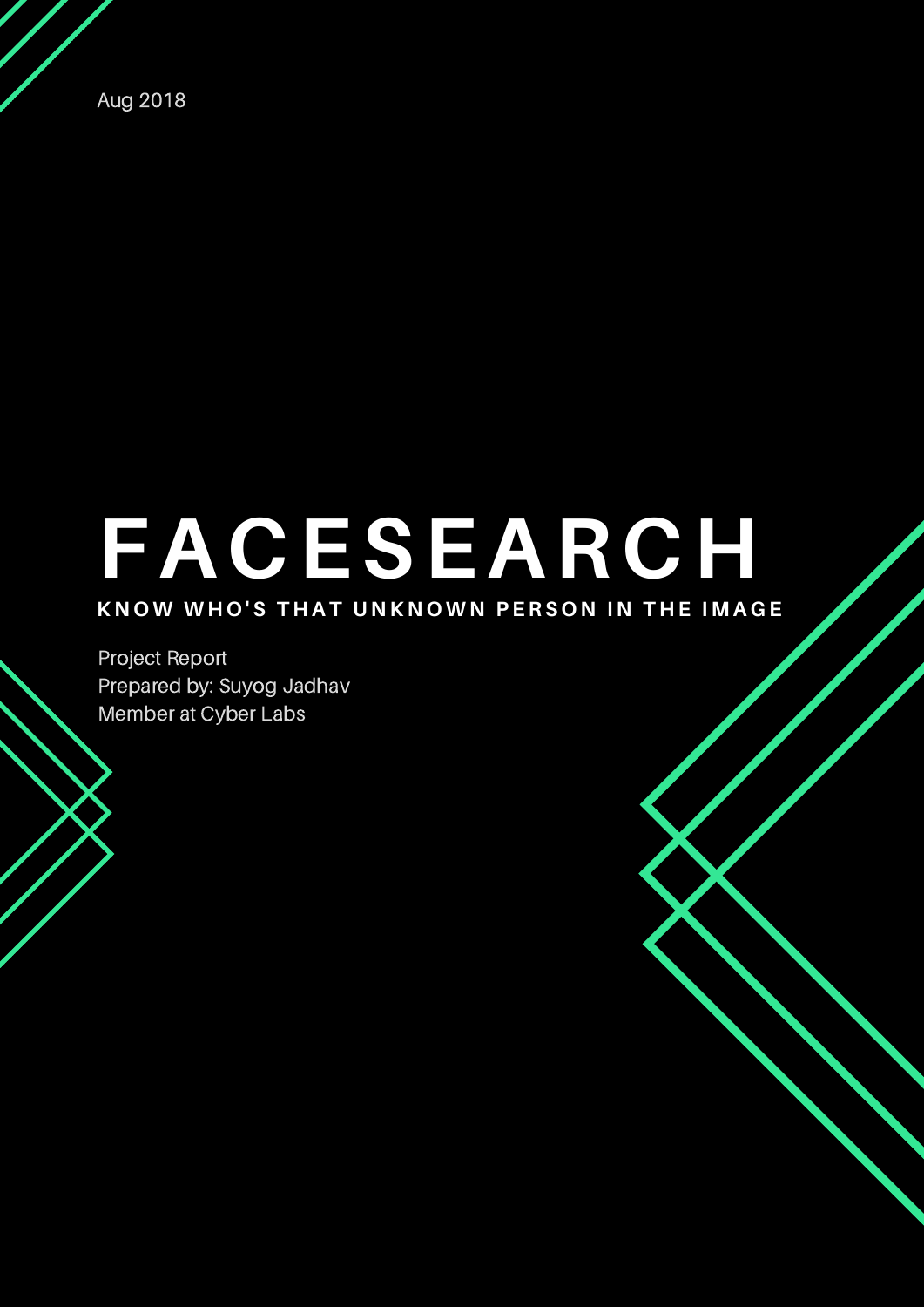Aug 2018

# FACESEARCH

**KNOW WHO'S THAT UNKNOWN PERSON IN THE IMAGE**

Project Report
Prepared by: Suyog Jadhav
Member at Cyber Labs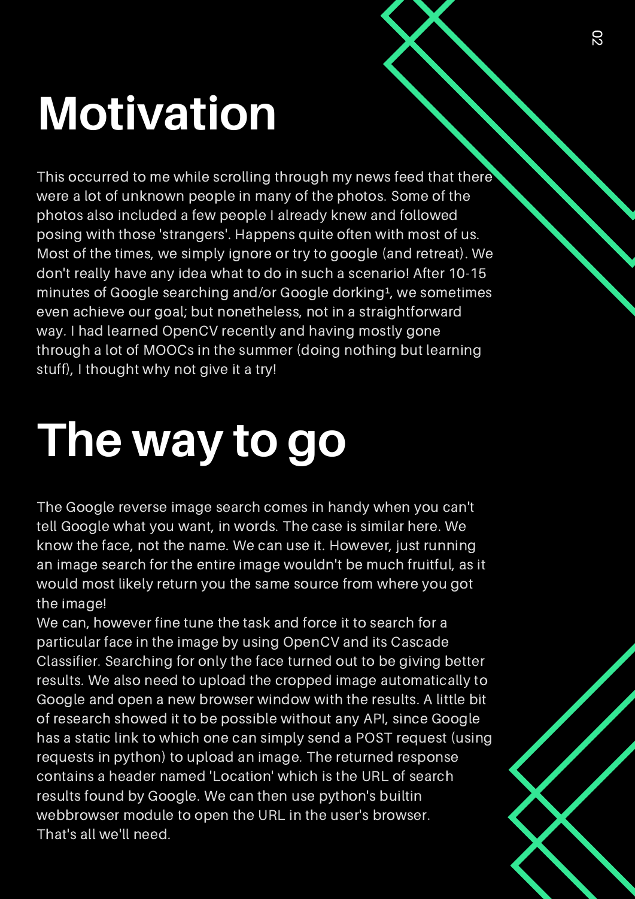# Motivation

This occurred to me while scrolling through my news feed that there were a lot of unknown people in many of the photos. Some of the photos also included a few people I already knew and followed posing with those 'strangers'. Happens quite often with most of us. Most of the times, we simply ignore or try to google (and retreat). We don't really have any idea what to do in such a scenario! After 10-15 minutes of Google searching and/or Google dorking[1], we sometimes even achieve our goal; but nonetheless, not in a straightforward way. I had learned OpenCV recently and having mostly gone through a lot of MOOCs in the summer (doing nothing but learning stuff), I thought why not give it a try!

# The way to go

The Google reverse image search comes in handy when you can't tell Google what you want, in words. The case is similar here. We know the face, not the name. We can use it. However, just running an image search for the entire image wouldn't be much fruitful, as it would most likely return you the same source from where you got the image!

We can, however fine tune the task and force it to search for a particular face in the image by using OpenCV and its Cascade Classifier. Searching for only the face turned out to be giving better results. We also need to upload the cropped image automatically to Google and open a new browser window with the results. A little bit of research showed it to be possible without any API, since Google has a static link to which one can simply send a POST request (using requests in python) to upload an image. The returned response contains a header named 'Location' which is the URL of search results found by Google. We can then use python's builtin webbrowser module to open the URL in the user's browser.
That's all we'll need.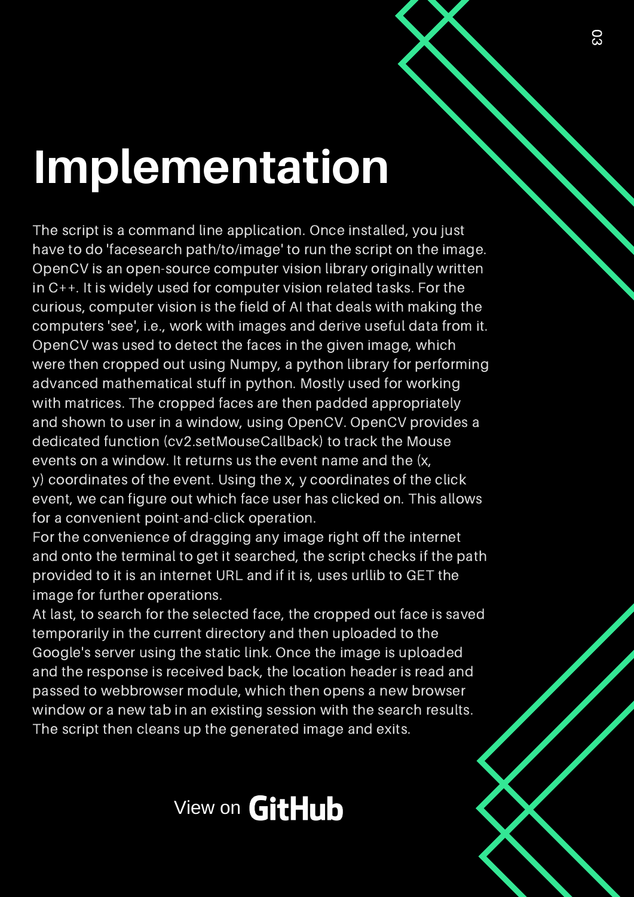# Implementation

The script is a command line application. Once installed, you just have to do 'facesearch path/to/image' to run the script on the image. OpenCV is an open-source computer vision library originally written in C++. It is widely used for computer vision related tasks. For the curious, computer vision is the field of AI that deals with making the computers 'see', i.e., work with images and derive useful data from it. OpenCV was used to detect the faces in the given image, which were then cropped out using Numpy, a python library for performing advanced mathematical stuff in python. Mostly used for working with matrices. The cropped faces are then padded appropriately and shown to user in a window, using OpenCV. OpenCV provides a dedicated function (cv2.setMouseCallback) to track the Mouse events on a window. It returns us the event name and the (x, y) coordinates of the event. Using the x, y coordinates of the click event, we can figure out which face user has clicked on. This allows for a convenient point-and-click operation.

For the convenience of dragging any image right off the internet and onto the terminal to get it searched, the script checks if the path provided to it is an internet URL and if it is, uses urllib to GET the image for further operations.

At last, to search for the selected face, the cropped out face is saved temporarily in the current directory and then uploaded to the Google's server using the static link. Once the image is uploaded and the response is received back, the location header is read and passed to webbrowser module, which then opens a new browser window or a new tab in an existing session with the search results. The script then cleans up the generated image and exits.

View on GitHub